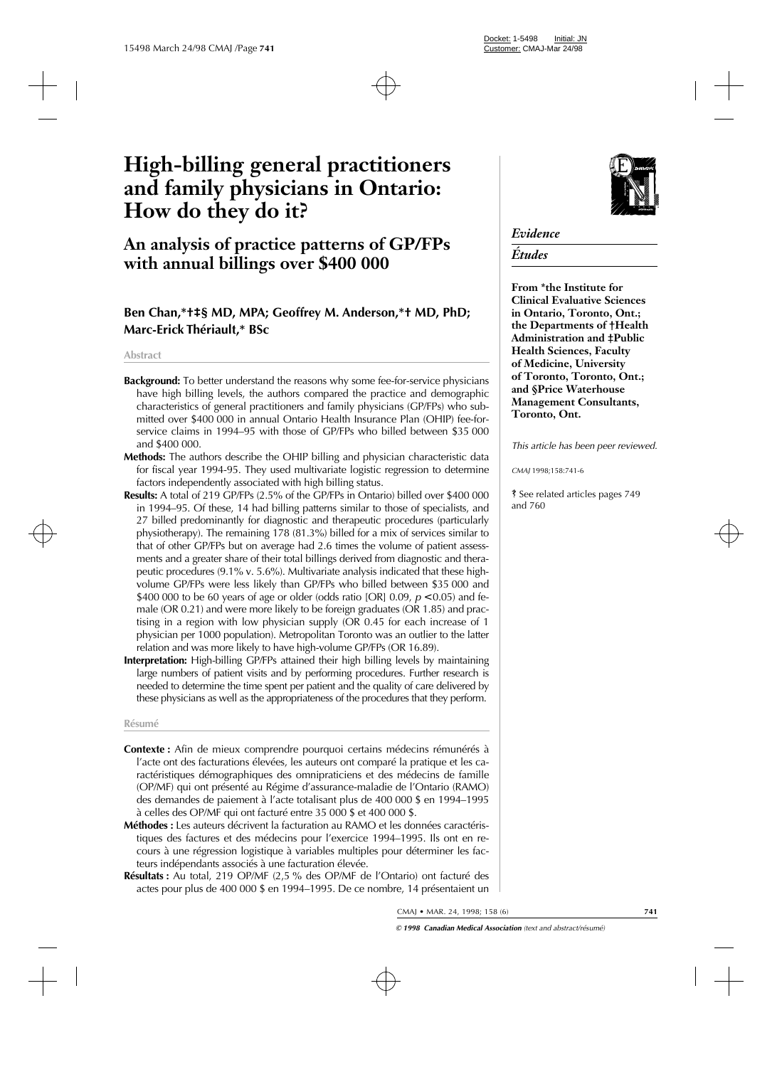# High-billing general practitioners and family physicians in Ontario: How do they do it?

## An analysis of practice patterns of GP/FPs with annual billings over $400 000

**Ben Chan,*†‡§ MD, MPA; Geoffrey M. Anderson,*† MD, PhD; Marc-Erick Thériault,* BSc**

*Evidence*

*Études*

**From *the Institute for Clinical Evaluative Sciences in Ontario, Toronto, Ont.; the Departments of †Health Administration and ‡Public Health Sciences, Faculty of Medicine, University of Toronto, Toronto, Ont.; and §Price Waterhouse Management Consultants, Toronto, Ont.**

*This article has been peer reviewed.*

*CMAJ* 1998;158:741-6

See related articles pages 749 and 760

### Abstract

**Background:** To better understand the reasons why some fee-for-service physicians have high billing levels, the authors compared the practice and demographic characteristics of general practitioners and family physicians (GP/FPs) who submitted over $400 000 in annual Ontario Health Insurance Plan (OHIP) fee-for-service claims in 1994–95 with those of GP/FPs who billed between $35 000 and $400 000.

**Methods:** The authors describe the OHIP billing and physician characteristic data for fiscal year 1994-95. They used multivariate logistic regression to determine factors independently associated with high billing status.

**Results:** A total of 219 GP/FPs (2.5% of the GP/FPs in Ontario) billed over $400 000 in 1994–95. Of these, 14 had billing patterns similar to those of specialists, and 27 billed predominantly for diagnostic and therapeutic procedures (particularly physiotherapy). The remaining 178 (81.3%) billed for a mix of services similar to that of other GP/FPs but on average had 2.6 times the volume of patient assessments and a greater share of their total billings derived from diagnostic and therapeutic procedures (9.1% v. 5.6%). Multivariate analysis indicated that these high-volume GP/FPs were less likely than GP/FPs who billed between $35 000 and $400 000 to be 60 years of age or older (odds ratio [OR] 0.09, $p < 0.05$) and female (OR 0.21) and were more likely to be foreign graduates (OR 1.85) and practising in a region with low physician supply (OR 0.45 for each increase of 1 physician per 1000 population). Metropolitan Toronto was an outlier to the latter relation and was more likely to have high-volume GP/FPs (OR 16.89).

**Interpretation:** High-billing GP/FPs attained their high billing levels by maintaining large numbers of patient visits and by performing procedures. Further research is needed to determine the time spent per patient and the quality of care delivered by these physicians as well as the appropriateness of the procedures that they perform.

### Résumé

**Contexte :** Afin de mieux comprendre pourquoi certains médecins rémunérés à l'acte ont des facturations élevées, les auteurs ont comparé la pratique et les caractéristiques démographiques des omnipraticiens et des médecins de famille (OP/MF) qui ont présenté au Régime d'assurance-maladie de l'Ontario (RAMO) des demandes de paiement à l'acte totalisant plus de 400 000 $ en 1994–1995 à celles des OP/MF qui ont facturé entre 35 000 $ et 400 000 $.

**Méthodes :** Les auteurs décrivent la facturation au RAMO et les données caractéristiques des factures et des médecins pour l'exercice 1994–1995. Ils ont en recours à une régression logistique à variables multiples pour déterminer les facteurs indépendants associés à une facturation élevée.

**Résultats :** Au total, 219 OP/MF (2,5 % des OP/MF de l'Ontario) ont facturé des actes pour plus de 400 000 $ en 1994–1995. De ce nombre, 14 présentaient un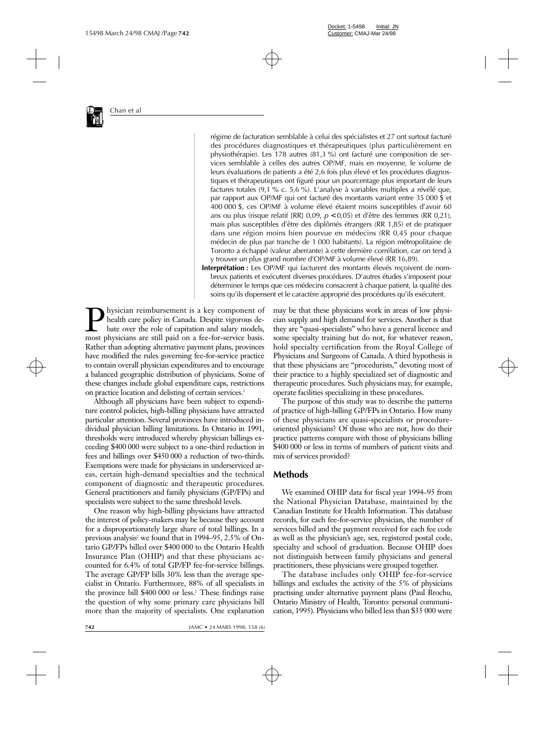régime de facturation semblable à celui des spécialistes et 27 ont surtout facturé des procédures diagnostiques et thérapeutiques (plus particulièrement en physiothérapie). Les 178 autres (81,3 %) ont facturé une composition de services semblable à celles des autres OP/MF, mais en moyenne, le volume de leurs évaluations de patients a été 2,6 fois plus élevé et les procédures diagnostiques et thérapeutiques ont figuré pour un pourcentage plus important de leurs factures totales (9,1 % c. 5,6 %). L'analyse à variables multiples a révélé que, par rapport aux OP/MF qui ont facturé des montants variant entre 35 000 $ et 400 000 $, ces OP/MF à volume élevé étaient moins susceptibles d'avoir 60 ans ou plus (risque relatif [RR] 0,09, $p < 0{,}05$) et d'être des femmes (RR 0,21), mais plus susceptibles d'être des diplômés étrangers (RR 1,85) et de pratiquer dans une région moins bien pourvue en médecins (RR 0,45 pour chaque médecin de plus par tranche de 1 000 habitants). La région métropolitaine de Toronto a échappé (valeur aberrante) à cette dernière corrélation, car on tend à y trouver un plus grand nombre d'OP/MF à volume élevé (RR 16,89).

**Interprétation :** Les OP/MF qui facturent des montants élevés reçoivent de nombreux patients et exécutent diverses procédures. D'autres études s'imposent pour déterminer le temps que ces médecins consacrent à chaque patient, la qualité des soins qu'ils dispensent et le caractère approprié des procédures qu'ils exécutent.

Physician reimbursement is a key component of health care policy in Canada. Despite vigorous debate over the role of capitation and salary models, most physicians are still paid on a fee-for-service basis. Rather than adopting alternative payment plans, provinces have modified the rules governing fee-for-service practice to contain overall physician expenditures and to encourage a balanced geographic distribution of physicians. Some of these changes include global expenditure caps, restrictions on practice location and delisting of certain services.[1]

Although all physicians have been subject to expenditure control policies, high-billing physicians have attracted particular attention. Several provinces have introduced individual physician billing limitations. In Ontario in 1991, thresholds were introduced whereby physician billings exceeding \$400 000 were subject to a one-third reduction in fees and billings over \$450 000 a reduction of two-thirds. Exemptions were made for physicians in underserviced areas, certain high-demand specialties and the technical component of diagnostic and therapeutic procedures. General practitioners and family physicians (GP/FPs) and specialists were subject to the same threshold levels.

One reason why high-billing physicians have attracted the interest of policy-makers may be because they account for a disproportionately large share of total billings. In a previous analysis[2] we found that in 1994–95, 2.5% of Ontario GP/FPs billed over \$400 000 to the Ontario Health Insurance Plan (OHIP) and that these physicians accounted for 6.4% of total GP/FP fee-for-service billings. The average GP/FP bills 30% less than the average specialist in Ontario. Furthermore, 88% of all specialists in the province bill \$400 000 or less.[2] These findings raise the question of why some primary care physicians bill more than the majority of specialists. One explanation may be that these physicians work in areas of low physician supply and high demand for services. Another is that they are "quasi-specialists" who have a general licence and some specialty training but do not, for whatever reason, hold specialty certification from the Royal College of Physicians and Surgeons of Canada. A third hypothesis is that these physicians are "procedurists," devoting most of their practice to a highly specialized set of diagnostic and therapeutic procedures. Such physicians may, for example, operate facilities specializing in these procedures.

The purpose of this study was to describe the patterns of practice of high-billing GP/FPs in Ontario. How many of these physicians are quasi-specialists or procedure-oriented physicians? Of those who are not, how do their practice patterns compare with those of physicians billing \$400 000 or less in terms of numbers of patient visits and mix of services provided?

## Methods

We examined OHIP data for fiscal year 1994–95 from the National Physician Database, maintained by the Canadian Institute for Health Information. This database records, for each fee-for-service physician, the number of services billed and the payment received for each fee code as well as the physician's age, sex, registered postal code, specialty and school of graduation. Because OHIP does not distinguish between family physicians and general practitioners, these physicians were grouped together.

The database includes only OHIP fee-for-service billings and excludes the activity of the 5% of physicians practising under alternative payment plans (Paul Brochu, Ontario Ministry of Health, Toronto: personal communication, 1995). Physicians who billed less than \$35 000 were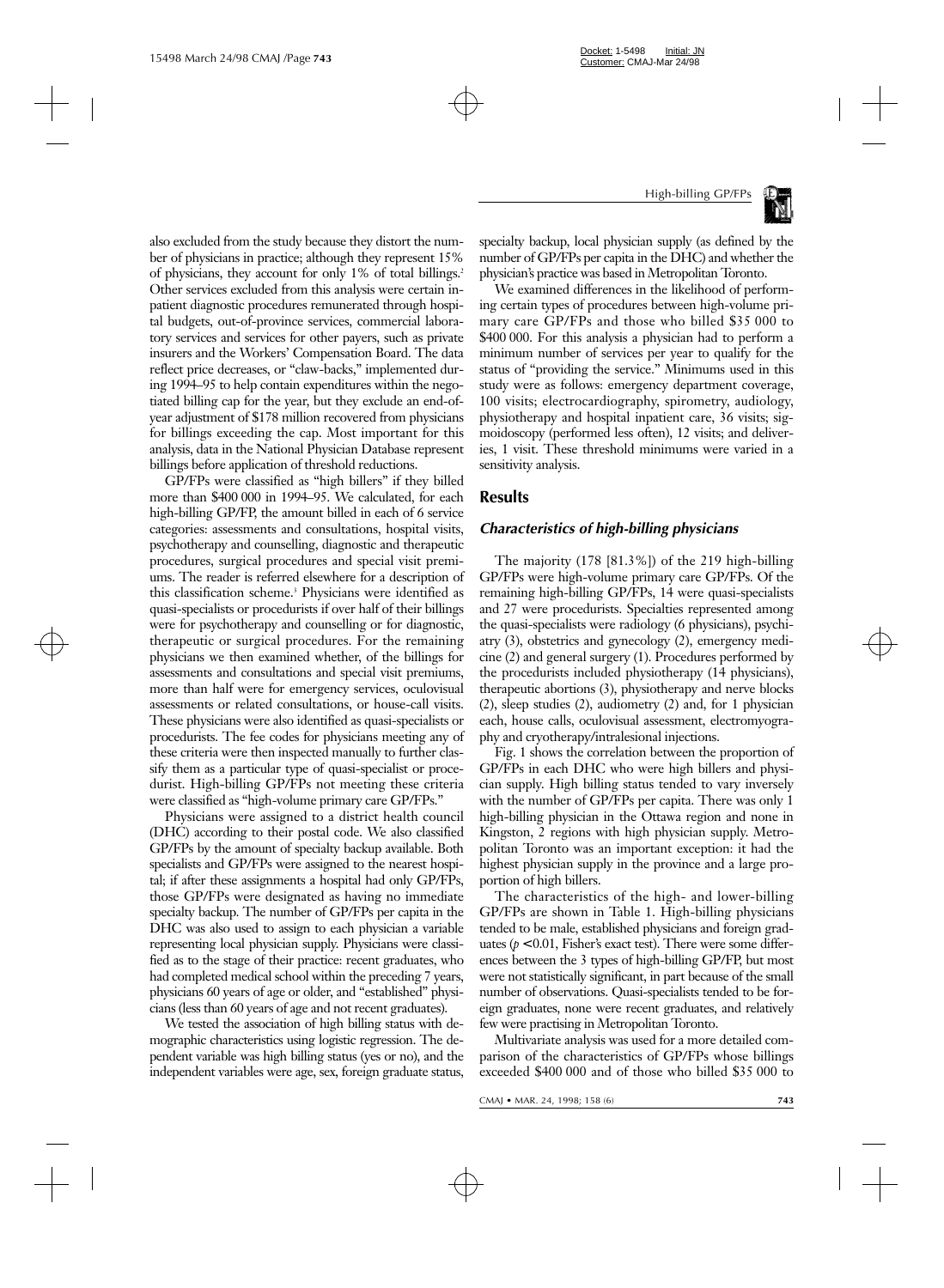also excluded from the study because they distort the number of physicians in practice; although they represent 15% of physicians, they account for only 1% of total billings.[2] Other services excluded from this analysis were certain inpatient diagnostic procedures remunerated through hospital budgets, out-of-province services, commercial laboratory services and services for other payers, such as private insurers and the Workers' Compensation Board. The data reflect price decreases, or "claw-backs," implemented during 1994–95 to help contain expenditures within the negotiated billing cap for the year, but they exclude an end-of-year adjustment of $178 million recovered from physicians for billings exceeding the cap. Most important for this analysis, data in the National Physician Database represent billings before application of threshold reductions.

GP/FPs were classified as "high billers" if they billed more than $400 000 in 1994–95. We calculated, for each high-billing GP/FP, the amount billed in each of 6 service categories: assessments and consultations, hospital visits, psychotherapy and counselling, diagnostic and therapeutic procedures, surgical procedures and special visit premiums. The reader is referred elsewhere for a description of this classification scheme.[3] Physicians were identified as quasi-specialists or procedurists if over half of their billings were for psychotherapy and counselling or for diagnostic, therapeutic or surgical procedures. For the remaining physicians we then examined whether, of the billings for assessments and consultations and special visit premiums, more than half were for emergency services, oculovisual assessments or related consultations, or house-call visits. These physicians were also identified as quasi-specialists or procedurists. The fee codes for physicians meeting any of these criteria were then inspected manually to further classify them as a particular type of quasi-specialist or procedurist. High-billing GP/FPs not meeting these criteria were classified as "high-volume primary care GP/FPs."

Physicians were assigned to a district health council (DHC) according to their postal code. We also classified GP/FPs by the amount of specialty backup available. Both specialists and GP/FPs were assigned to the nearest hospital; if after these assignments a hospital had only GP/FPs, those GP/FPs were designated as having no immediate specialty backup. The number of GP/FPs per capita in the DHC was also used to assign to each physician a variable representing local physician supply. Physicians were classified as to the stage of their practice: recent graduates, who had completed medical school within the preceding 7 years, physicians 60 years of age or older, and "established" physicians (less than 60 years of age and not recent graduates).

We tested the association of high billing status with demographic characteristics using logistic regression. The dependent variable was high billing status (yes or no), and the independent variables were age, sex, foreign graduate status, specialty backup, local physician supply (as defined by the number of GP/FPs per capita in the DHC) and whether the physician's practice was based in Metropolitan Toronto.

We examined differences in the likelihood of performing certain types of procedures between high-volume primary care GP/FPs and those who billed $35 000 to $400 000. For this analysis a physician had to perform a minimum number of services per year to qualify for the status of "providing the service." Minimums used in this study were as follows: emergency department coverage, 100 visits; electrocardiography, spirometry, audiology, physiotherapy and hospital inpatient care, 36 visits; sigmoidoscopy (performed less often), 12 visits; and deliveries, 1 visit. These threshold minimums were varied in a sensitivity analysis.

## Results

### *Characteristics of high-billing physicians*

The majority (178 [81.3%]) of the 219 high-billing GP/FPs were high-volume primary care GP/FPs. Of the remaining high-billing GP/FPs, 14 were quasi-specialists and 27 were procedurists. Specialties represented among the quasi-specialists were radiology (6 physicians), psychiatry (3), obstetrics and gynecology (2), emergency medicine (2) and general surgery (1). Procedures performed by the procedurists included physiotherapy (14 physicians), therapeutic abortions (3), physiotherapy and nerve blocks (2), sleep studies (2), audiometry (2) and, for 1 physician each, house calls, oculovisual assessment, electromyography and cryotherapy/intralesional injections.

Fig. 1 shows the correlation between the proportion of GP/FPs in each DHC who were high billers and physician supply. High billing status tended to vary inversely with the number of GP/FPs per capita. There was only 1 high-billing physician in the Ottawa region and none in Kingston, 2 regions with high physician supply. Metropolitan Toronto was an important exception: it had the highest physician supply in the province and a large proportion of high billers.

The characteristics of the high- and lower-billing GP/FPs are shown in Table 1. High-billing physicians tended to be male, established physicians and foreign graduates ($p < 0.01$, Fisher's exact test). There were some differences between the 3 types of high-billing GP/FP, but most were not statistically significant, in part because of the small number of observations. Quasi-specialists tended to be foreign graduates, none were recent graduates, and relatively few were practising in Metropolitan Toronto.

Multivariate analysis was used for a more detailed comparison of the characteristics of GP/FPs whose billings exceeded $400 000 and of those who billed $35 000 to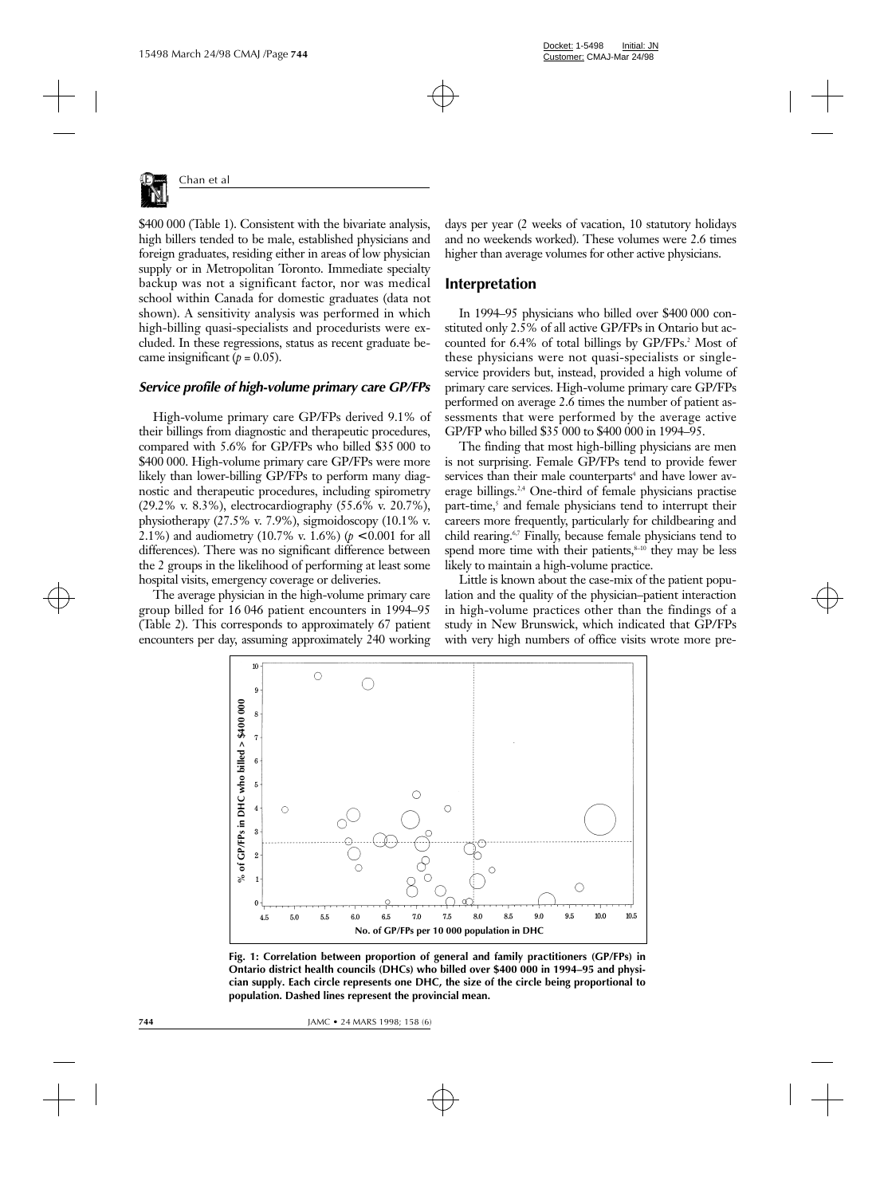$400 000 (Table 1). Consistent with the bivariate analysis, high billers tended to be male, established physicians and foreign graduates, residing either in areas of low physician supply or in Metropolitan Toronto. Immediate specialty backup was not a significant factor, nor was medical school within Canada for domestic graduates (data not shown). A sensitivity analysis was performed in which high-billing quasi-specialists and procedurists were excluded. In these regressions, status as recent graduate became insignificant ($p = 0.05$).

### *Service profile of high-volume primary care GP/FPs*

High-volume primary care GP/FPs derived 9.1% of their billings from diagnostic and therapeutic procedures, compared with 5.6% for GP/FPs who billed $35 000 to $400 000. High-volume primary care GP/FPs were more likely than lower-billing GP/FPs to perform many diagnostic and therapeutic procedures, including spirometry (29.2% v. 8.3%), electrocardiography (55.6% v. 20.7%), physiotherapy (27.5% v. 7.9%), sigmoidoscopy (10.1% v. 2.1%) and audiometry (10.7% v. 1.6%) ($p < 0.001$ for all differences). There was no significant difference between the 2 groups in the likelihood of performing at least some hospital visits, emergency coverage or deliveries.

The average physician in the high-volume primary care group billed for 16 046 patient encounters in 1994–95 (Table 2). This corresponds to approximately 67 patient encounters per day, assuming approximately 240 working days per year (2 weeks of vacation, 10 statutory holidays and no weekends worked). These volumes were 2.6 times higher than average volumes for other active physicians.

## Interpretation

In 1994–95 physicians who billed over $400 000 constituted only 2.5% of all active GP/FPs in Ontario but accounted for 6.4% of total billings by GP/FPs.[2] Most of these physicians were not quasi-specialists or single-service providers but, instead, provided a high volume of primary care services. High-volume primary care GP/FPs performed on average 2.6 times the number of patient assessments that were performed by the average active GP/FP who billed $35 000 to $400 000 in 1994–95.

The finding that most high-billing physicians are men is not surprising. Female GP/FPs tend to provide fewer services than their male counterparts[4] and have lower average billings.[2,4] One-third of female physicians practise part-time,[5] and female physicians tend to interrupt their careers more frequently, particularly for childbearing and child rearing.[6,7] Finally, because female physicians tend to spend more time with their patients,[8–10] they may be less likely to maintain a high-volume practice.

Little is known about the case-mix of the patient population and the quality of the physician–patient interaction in high-volume practices other than the findings of a study in New Brunswick, which indicated that GP/FPs with very high numbers of office visits wrote more pre-

**Fig. 1: Correlation between proportion of general and family practitioners (GP/FPs) in Ontario district health councils (DHCs) who billed over $400 000 in 1994–95 and physician supply. Each circle represents one DHC, the size of the circle being proportional to population. Dashed lines represent the provincial mean.**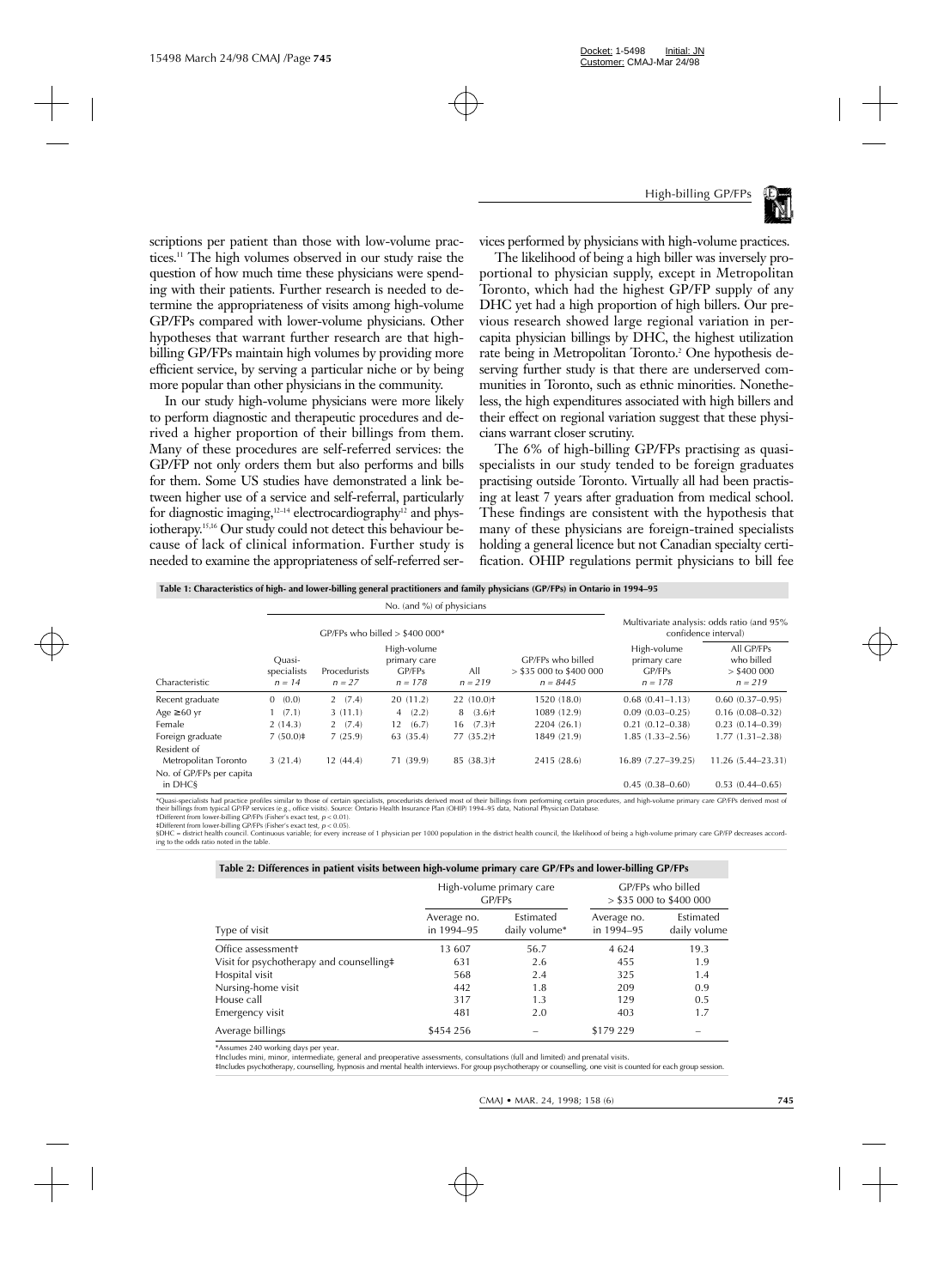scriptions per patient than those with low-volume practices.[11] The high volumes observed in our study raise the question of how much time these physicians were spending with their patients. Further research is needed to determine the appropriateness of visits among high-volume GP/FPs compared with lower-volume physicians. Other hypotheses that warrant further research are that high-billing GP/FPs maintain high volumes by providing more efficient service, by serving a particular niche or by being more popular than other physicians in the community.

In our study high-volume physicians were more likely to perform diagnostic and therapeutic procedures and derived a higher proportion of their billings from them. Many of these procedures are self-referred services: the GP/FP not only orders them but also performs and bills for them. Some US studies have demonstrated a link between higher use of a service and self-referral, particularly for diagnostic imaging,[12–14] electrocardiography[12] and physiotherapy.[15,16] Our study could not detect this behaviour because of lack of clinical information. Further study is needed to examine the appropriateness of self-referred services performed by physicians with high-volume practices.

The likelihood of being a high biller was inversely proportional to physician supply, except in Metropolitan Toronto, which had the highest GP/FP supply of any DHC yet had a high proportion of high billers. Our previous research showed large regional variation in per-capita physician billings by DHC, the highest utilization rate being in Metropolitan Toronto.[2] One hypothesis deserving further study is that there are underserved communities in Toronto, such as ethnic minorities. Nonetheless, the high expenditures associated with high billers and their effect on regional variation suggest that these physicians warrant closer scrutiny.

The 6% of high-billing GP/FPs practising as quasi-specialists in our study tended to be foreign graduates practising outside Toronto. Virtually all had been practising at least 7 years after graduation from medical school. These findings are consistent with the hypothesis that many of these physicians are foreign-trained specialists holding a general licence but not Canadian specialty certification. OHIP regulations permit physicians to bill fee

**Table 1: Characteristics of high- and lower-billing general practitioners and family physicians (GP/FPs) in Ontario in 1994–95**

| | No. (and %) of physicians | | | | | Multivariate analysis: odds ratio (and 95% confidence interval) | |
|---|---|---|---|---|---|---|---|
| | GP/FPs who billed > $400 000* | | | | | | |
| Characteristic | Quasi-specialists $n = 14$ | Procedurists $n = 27$ | High-volume primary care GP/FPs $n = 178$ | All $n = 219$ | GP/FPs who billed > $35 000 to $400 000 $n = 8445$ | High-volume primary care GP/FPs $n = 178$ | All GP/FPs who billed > $400 000 $n = 219$ |
| Recent graduate | 0 (0.0) | 2 (7.4) | 20 (11.2) | 22 (10.0)† | 1520 (18.0) | 0.68 (0.41–1.13) | 0.60 (0.37–0.95) |
| Age ≥ 60 yr | 1 (7.1) | 3 (11.1) | 4 (2.2) | 8 (3.6)† | 1089 (12.9) | 0.09 (0.03–0.25) | 0.16 (0.08–0.32) |
| Female | 2 (14.3) | 2 (7.4) | 12 (6.7) | 16 (7.3)† | 2204 (26.1) | 0.21 (0.12–0.38) | 0.23 (0.14–0.39) |
| Foreign graduate | 7 (50.0)‡ | 7 (25.9) | 63 (35.4) | 77 (35.2)† | 1849 (21.9) | 1.85 (1.33–2.56) | 1.77 (1.31–2.38) |
| Resident of Metropolitan Toronto | 3 (21.4) | 12 (44.4) | 71 (39.9) | 85 (38.3)† | 2415 (28.6) | 16.89 (7.27–39.25) | 11.26 (5.44–23.31) |
| No. of GP/FPs per capita in DHC§ | | | | | | 0.45 (0.38–0.60) | 0.53 (0.44–0.65) |

*Quasi-specialists had practice profiles similar to those of certain specialists, procedurists derived most of their billings from performing certain procedures, and high-volume primary care GP/FPs derived most of their billings from typical GP/FP services (e.g., office visits). Source: Ontario Health Insurance Plan (OHIP) 1994–95 data, National Physician Database.
†Different from lower-billing GP/FPs (Fisher's exact test, $p < 0.01$).
‡Different from lower-billing GP/FPs (Fisher's exact test, $p < 0.05$).
§DHC = district health council. Continuous variable; for every increase of 1 physician per 1000 population in the district health council, the likelihood of being a high-volume primary care GP/FP decreases according to the odds ratio noted in the table.

**Table 2: Differences in patient visits between high-volume primary care GP/FPs and lower-billing GP/FPs**

| | High-volume primary care GP/FPs | | GP/FPs who billed > $35 000 to $400 000 | |
|---|---|---|---|---|
| Type of visit | Average no. in 1994–95 | Estimated daily volume* | Average no. in 1994–95 | Estimated daily volume |
| Office assessment† | 13 607 | 56.7 | 4 624 | 19.3 |
| Visit for psychotherapy and counselling‡ | 631 | 2.6 | 455 | 1.9 |
| Hospital visit | 568 | 2.4 | 325 | 1.4 |
| Nursing-home visit | 442 | 1.8 | 209 | 0.9 |
| House call | 317 | 1.3 | 129 | 0.5 |
| Emergency visit | 481 | 2.0 | 403 | 1.7 |
| Average billings | $454 256 | – | $179 229 | – |

*Assumes 240 working days per year.
†Includes mini, minor, intermediate, general and preoperative assessments, consultations (full and limited) and prenatal visits.
‡Includes psychotherapy, counselling, hypnosis and mental health interviews. For group psychotherapy or counselling, one visit is counted for each group session.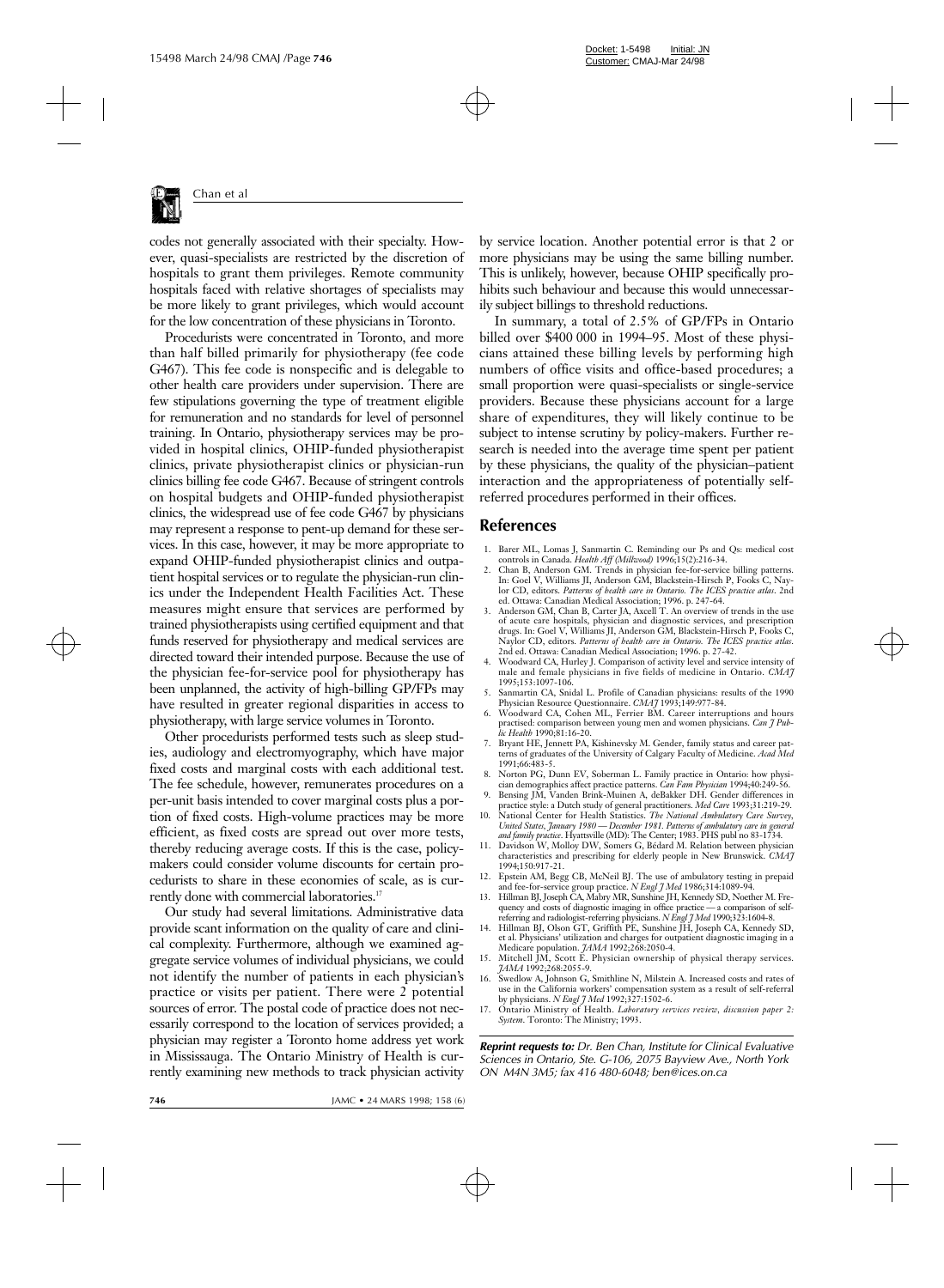codes not generally associated with their specialty. However, quasi-specialists are restricted by the discretion of hospitals to grant them privileges. Remote community hospitals faced with relative shortages of specialists may be more likely to grant privileges, which would account for the low concentration of these physicians in Toronto.

Procedurists were concentrated in Toronto, and more than half billed primarily for physiotherapy (fee code G467). This fee code is nonspecific and is delegable to other health care providers under supervision. There are few stipulations governing the type of treatment eligible for remuneration and no standards for level of personnel training. In Ontario, physiotherapy services may be provided in hospital clinics, OHIP-funded physiotherapist clinics, private physiotherapist clinics or physician-run clinics billing fee code G467. Because of stringent controls on hospital budgets and OHIP-funded physiotherapist clinics, the widespread use of fee code G467 by physicians may represent a response to pent-up demand for these services. In this case, however, it may be more appropriate to expand OHIP-funded physiotherapist clinics and outpatient hospital services or to regulate the physician-run clinics under the Independent Health Facilities Act. These measures might ensure that services are performed by trained physiotherapists using certified equipment and that funds reserved for physiotherapy and medical services are directed toward their intended purpose. Because the use of the physician fee-for-service pool for physiotherapy has been unplanned, the activity of high-billing GP/FPs may have resulted in greater regional disparities in access to physiotherapy, with large service volumes in Toronto.

Other procedurists performed tests such as sleep studies, audiology and electromyography, which have major fixed costs and marginal costs with each additional test. The fee schedule, however, remunerates procedures on a per-unit basis intended to cover marginal costs plus a portion of fixed costs. High-volume practices may be more efficient, as fixed costs are spread out over more tests, thereby reducing average costs. If this is the case, policymakers could consider volume discounts for certain procedurists to share in these economies of scale, as is currently done with commercial laboratories.[17]

Our study had several limitations. Administrative data provide scant information on the quality of care and clinical complexity. Furthermore, although we examined aggregate service volumes of individual physicians, we could not identify the number of patients in each physician's practice or visits per patient. There were 2 potential sources of error. The postal code of practice does not necessarily correspond to the location of services provided; a physician may register a Toronto home address yet work in Mississauga. The Ontario Ministry of Health is currently examining new methods to track physician activity by service location. Another potential error is that 2 or more physicians may be using the same billing number. This is unlikely, however, because OHIP specifically prohibits such behaviour and because this would unnecessarily subject billings to threshold reductions.

In summary, a total of 2.5% of GP/FPs in Ontario billed over $400 000 in 1994–95. Most of these physicians attained these billing levels by performing high numbers of office visits and office-based procedures; a small proportion were quasi-specialists or single-service providers. Because these physicians account for a large share of expenditures, they will likely continue to be subject to intense scrutiny by policy-makers. Further research is needed into the average time spent per patient by these physicians, the quality of the physician–patient interaction and the appropriateness of potentially self-referred procedures performed in their offices.

## References

1. Barer ML, Lomas J, Sanmartin C. Reminding our Ps and Qs: medical cost controls in Canada. *Health Aff (Millwood)* 1996;15(2):216-34.
2. Chan B, Anderson GM. Trends in physician fee-for-service billing patterns. In: Goel V, Williams JI, Anderson GM, Blackstein-Hirsch P, Fooks C, Naylor CD, editors. *Patterns of health care in Ontario. The ICES practice atlas*. 2nd ed. Ottawa: Canadian Medical Association; 1996. p. 247-64.
3. Anderson GM, Chan B, Carter JA, Axcell T. An overview of trends in the use of acute care hospitals, physician and diagnostic services, and prescription drugs. In: Goel V, Williams JI, Anderson GM, Blackstein-Hirsch P, Fooks C, Naylor CD, editors. *Patterns of health care in Ontario. The ICES practice atlas*. 2nd ed. Ottawa: Canadian Medical Association; 1996. p. 27-42.
4. Woodward CA, Hurley J. Comparison of activity level and service intensity of male and female physicians in five fields of medicine in Ontario. *CMAJ* 1995;153:1097-106.
5. Sanmartin CA, Snidal L. Profile of Canadian physicians: results of the 1990 Physician Resource Questionnaire. *CMAJ* 1993;149:977-84.
6. Woodward CA, Cohen ML, Ferrier BM. Career interruptions and hours practised: comparison between young men and women physicians. *Can J Public Health* 1990;81:16-20.
7. Bryant HE, Jennett PA, Kishinevsky M. Gender, family status and career patterns of graduates of the University of Calgary Faculty of Medicine. *Acad Med* 1991;66:483-5.
8. Norton PG, Dunn EV, Soberman L. Family practice in Ontario: how physician demographics affect practice patterns. *Can Fam Physician* 1994;40:249-56.
9. Bensing JM, Vanden Brink-Muinen A, deBakker DH. Gender differences in practice style: a Dutch study of general practitioners. *Med Care* 1993;31:219-29.
10. National Center for Health Statistics. *The National Ambulatory Care Survey, United States, January 1980 — December 1981. Patterns of ambulatory care in general and family practice*. Hyattsville (MD): The Center; 1983. PHS publ no 83-1734.
11. Davidson W, Molloy DW, Somers G, Bédard M. Relation between physician characteristics and prescribing for elderly people in New Brunswick. *CMAJ* 1994;150:917-21.
12. Epstein AM, Begg CB, McNeil BJ. The use of ambulatory testing in prepaid and fee-for-service group practice. *N Engl J Med* 1986;314:1089-94.
13. Hillman BJ, Joseph CA, Mabry MR, Sunshine JH, Kennedy SD, Noether M. Frequency and costs of diagnostic imaging in office practice — a comparison of self-referring and radiologist-referring physicians. *N Engl J Med* 1990;323:1604-8.
14. Hillman BJ, Olson GT, Griffith PE, Sunshine JH, Joseph CA, Kennedy SD, et al. Physicians' utilization and charges for outpatient diagnostic imaging in a Medicare population. *JAMA* 1992;268:2050-4.
15. Mitchell JM, Scott E. Physician ownership of physical therapy services. *JAMA* 1992;268:2055-9.
16. Swedlow A, Johnson G, Smithline N, Milstein A. Increased costs and rates of use in the California workers' compensation system as a result of self-referral by physicians. *N Engl J Med* 1992;327:1502-6.
17. Ontario Ministry of Health. *Laboratory services review, discussion paper 2: System*. Toronto: The Ministry; 1993.

***Reprint requests to:*** *Dr. Ben Chan, Institute for Clinical Evaluative Sciences in Ontario, Ste. G-106, 2075 Bayview Ave., North York ON M4N 3M5; fax 416 480-6048; ben@ices.on.ca*